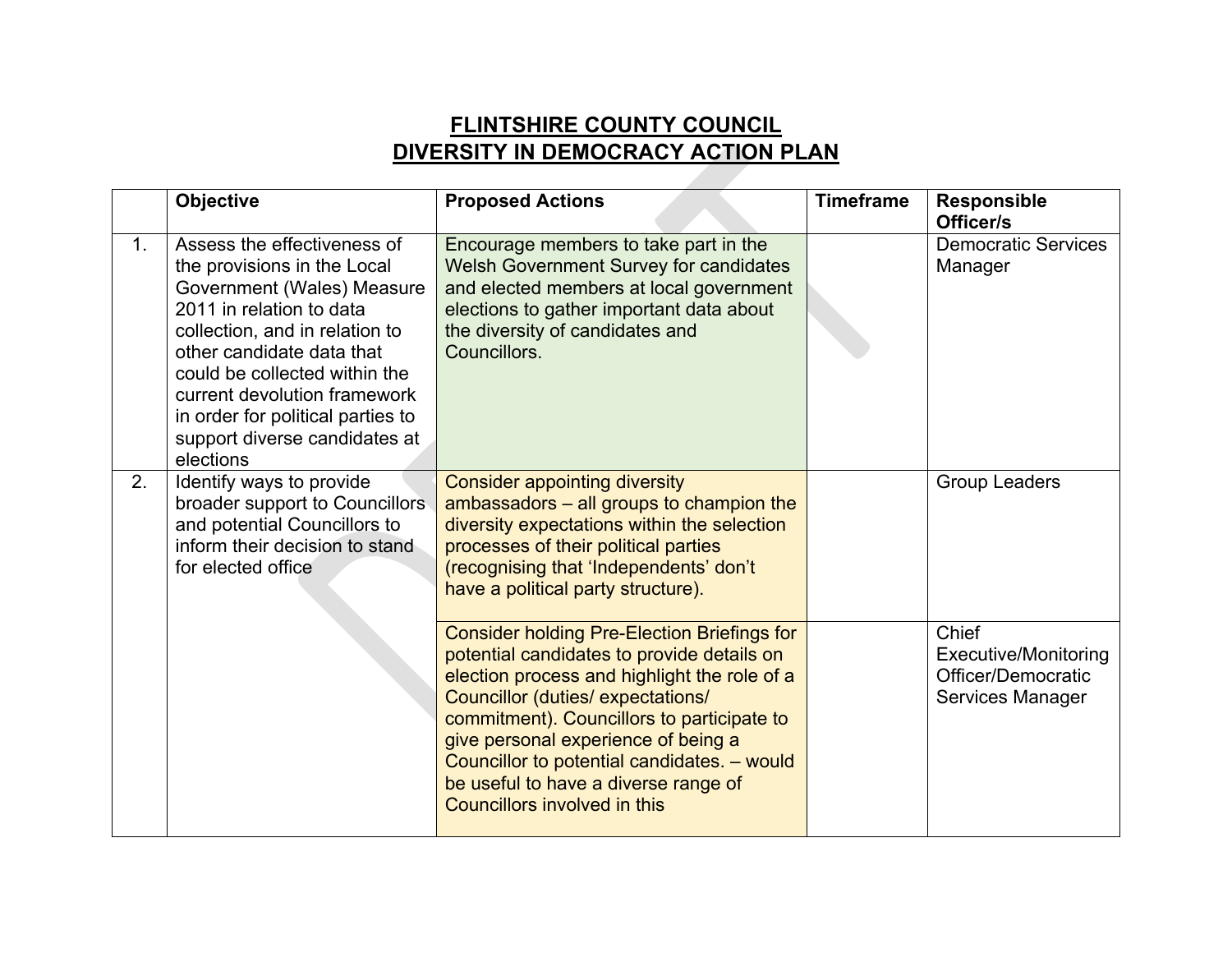# FLINTSHIRE COUNTY COUNCIL
# DIVERSITY IN DEMOCRACY ACTION PLAN

| | Objective | Proposed Actions | Timeframe | Responsible Officer/s |
|---|---|---|---|---|
| 1. | Assess the effectiveness of the provisions in the Local Government (Wales) Measure 2011 in relation to data collection, and in relation to other candidate data that could be collected within the current devolution framework in order for political parties to support diverse candidates at elections | Encourage members to take part in the Welsh Government Survey for candidates and elected members at local government elections to gather important data about the diversity of candidates and Councillors. | | Democratic Services Manager |
| 2. | Identify ways to provide broader support to Councillors and potential Councillors to inform their decision to stand for elected office | Consider appointing diversity ambassadors – all groups to champion the diversity expectations within the selection processes of their political parties (recognising that 'Independents' don't have a political party structure). | | Group Leaders |
| | | Consider holding Pre-Election Briefings for potential candidates to provide details on election process and highlight the role of a Councillor (duties/ expectations/ commitment). Councillors to participate to give personal experience of being a Councillor to potential candidates. – would be useful to have a diverse range of Councillors involved in this | | Chief Executive/Monitoring Officer/Democratic Services Manager |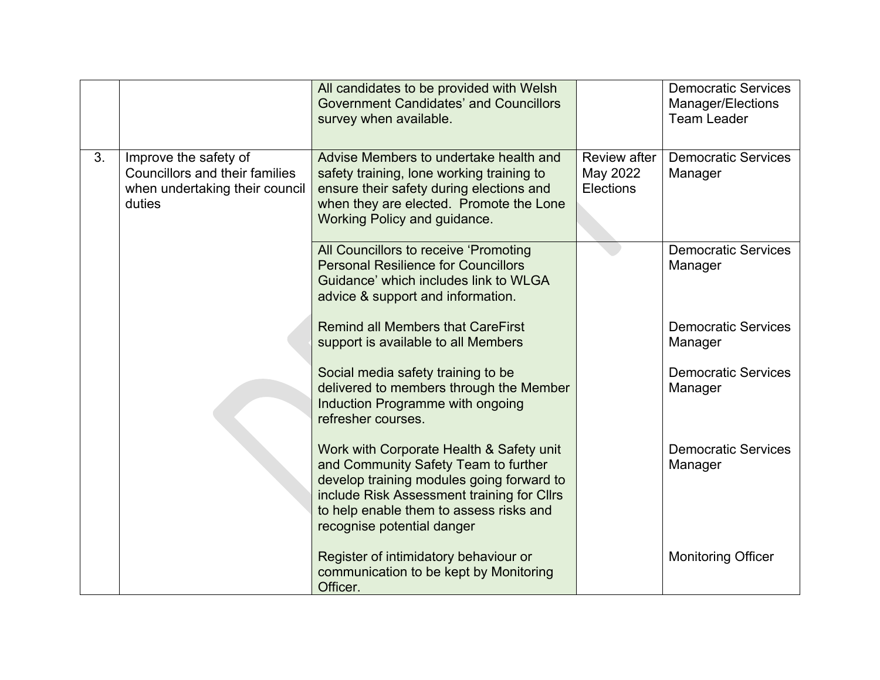| | | | | |
|---|---|---|---|---|
| | | All candidates to be provided with Welsh Government Candidates' and Councillors survey when available. | | Democratic Services Manager/Elections Team Leader |
| 3. | Improve the safety of Councillors and their families when undertaking their council duties | Advise Members to undertake health and safety training, lone working training to ensure their safety during elections and when they are elected. Promote the Lone Working Policy and guidance. | Review after May 2022 Elections | Democratic Services Manager |
| | | All Councillors to receive 'Promoting Personal Resilience for Councillors Guidance' which includes link to WLGA advice & support and information. | | Democratic Services Manager |
| | | Remind all Members that CareFirst support is available to all Members | | Democratic Services Manager |
| | | Social media safety training to be delivered to members through the Member Induction Programme with ongoing refresher courses. | | Democratic Services Manager |
| | | Work with Corporate Health & Safety unit and Community Safety Team to further develop training modules going forward to include Risk Assessment training for Cllrs to help enable them to assess risks and recognise potential danger | | Democratic Services Manager |
| | | Register of intimidatory behaviour or communication to be kept by Monitoring Officer. | | Monitoring Officer |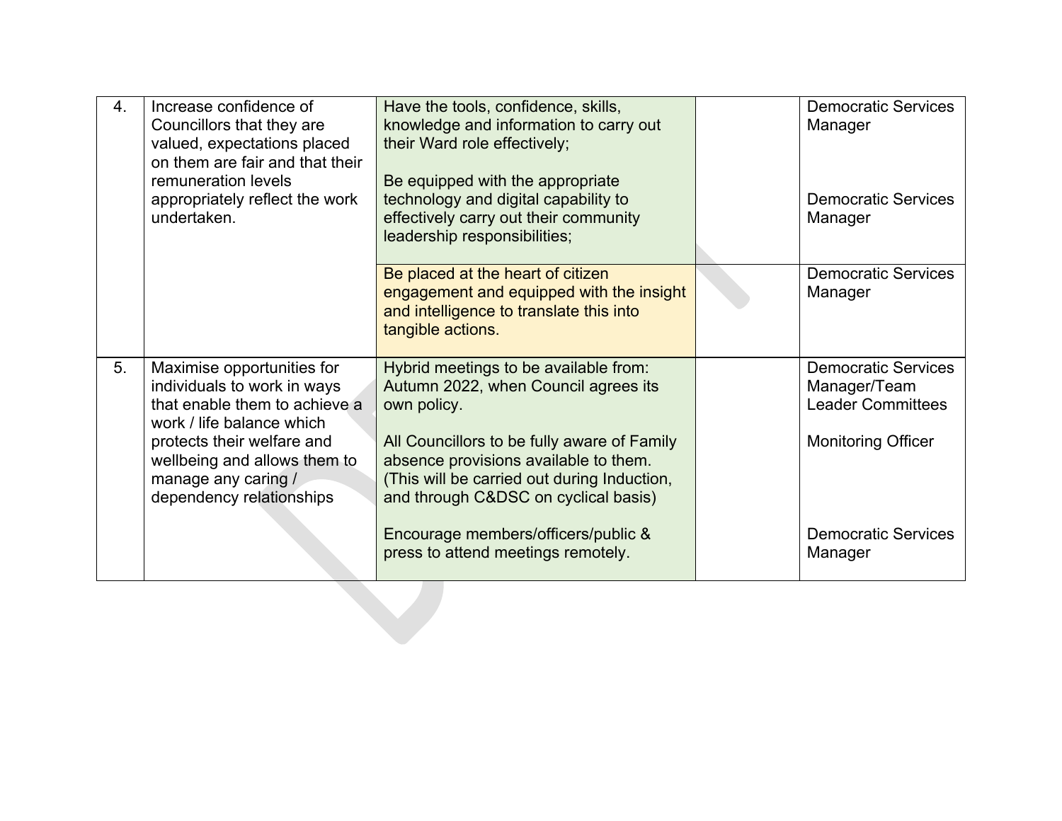| | | | | |
|---|---|---|---|---|
| 4. | Increase confidence of Councillors that they are valued, expectations placed on them are fair and that their remuneration levels appropriately reflect the work undertaken. | Have the tools, confidence, skills, knowledge and information to carry out their Ward role effectively;<br><br>Be equipped with the appropriate technology and digital capability to effectively carry out their community leadership responsibilities; | | Democratic Services Manager<br><br>Democratic Services Manager |
| | | Be placed at the heart of citizen engagement and equipped with the insight and intelligence to translate this into tangible actions. | | Democratic Services Manager |
| 5. | Maximise opportunities for individuals to work in ways that enable them to achieve a work / life balance which protects their welfare and wellbeing and allows them to manage any caring / dependency relationships | Hybrid meetings to be available from: Autumn 2022, when Council agrees its own policy.<br><br>All Councillors to be fully aware of Family absence provisions available to them. (This will be carried out during Induction, and through C&DSC on cyclical basis)<br><br>Encourage members/officers/public & press to attend meetings remotely. | | Democratic Services Manager/Team Leader Committees<br><br>Monitoring Officer<br><br>Democratic Services Manager |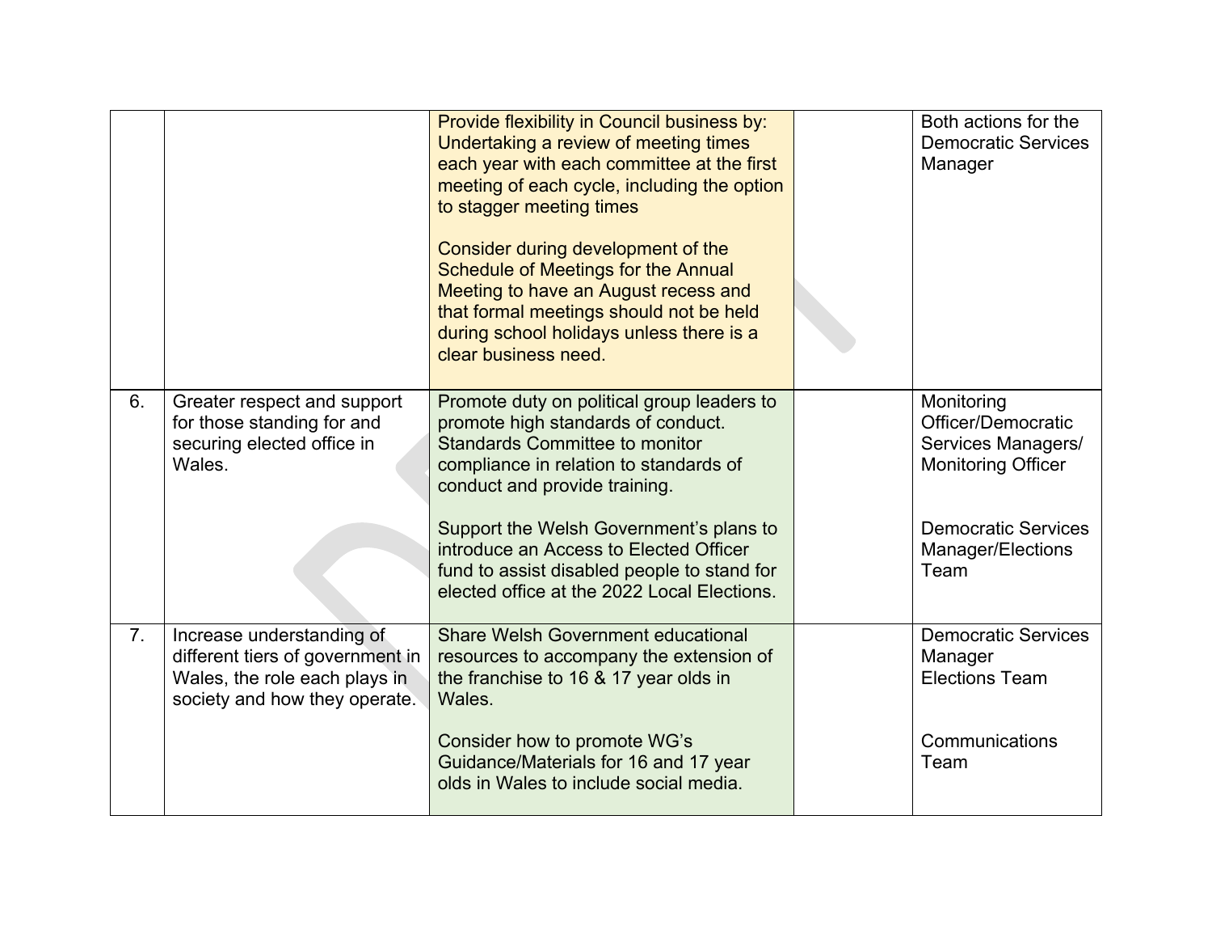| | | | | |
|---|---|---|---|---|
| | | Provide flexibility in Council business by: Undertaking a review of meeting times each year with each committee at the first meeting of each cycle, including the option to stagger meeting times<br><br>Consider during development of the Schedule of Meetings for the Annual Meeting to have an August recess and that formal meetings should not be held during school holidays unless there is a clear business need. | | Both actions for the Democratic Services Manager |
| 6. | Greater respect and support for those standing for and securing elected office in Wales. | Promote duty on political group leaders to promote high standards of conduct. Standards Committee to monitor compliance in relation to standards of conduct and provide training.<br><br>Support the Welsh Government's plans to introduce an Access to Elected Officer fund to assist disabled people to stand for elected office at the 2022 Local Elections. | | Monitoring Officer/Democratic Services Managers/ Monitoring Officer<br><br>Democratic Services Manager/Elections Team |
| 7. | Increase understanding of different tiers of government in Wales, the role each plays in society and how they operate. | Share Welsh Government educational resources to accompany the extension of the franchise to 16 & 17 year olds in Wales.<br><br>Consider how to promote WG's Guidance/Materials for 16 and 17 year olds in Wales to include social media. | | Democratic Services Manager<br>Elections Team<br><br>Communications Team |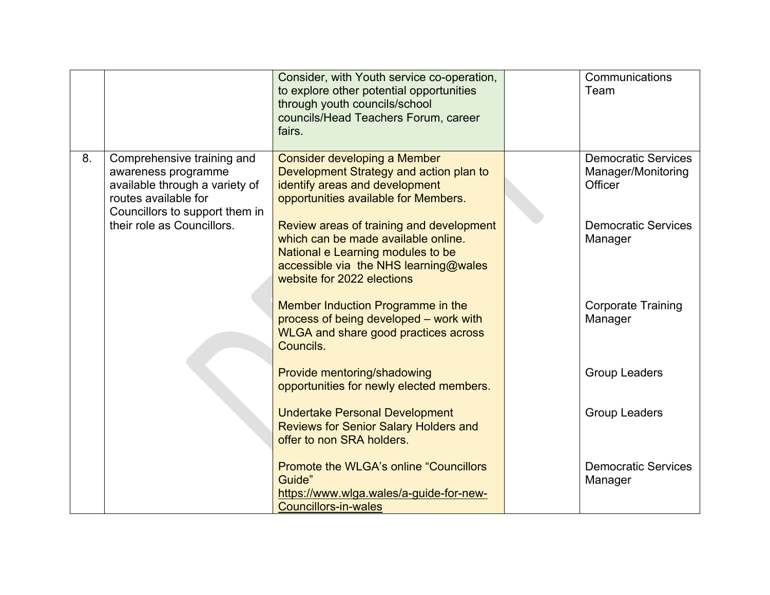| | | | | |
|---|---|---|---|---|
| | | Consider, with Youth service co-operation, to explore other potential opportunities through youth councils/school councils/Head Teachers Forum, career fairs. | | Communications Team |
| 8. | Comprehensive training and awareness programme available through a variety of routes available for Councillors to support them in their role as Councillors. | Consider developing a Member Development Strategy and action plan to identify areas and development opportunities available for Members. | | Democratic Services Manager/Monitoring Officer |
| | | Review areas of training and development which can be made available online. National e Learning modules to be accessible via the NHS learning@wales website for 2022 elections | | Democratic Services Manager |
| | | Member Induction Programme in the process of being developed – work with WLGA and share good practices across Councils. | | Corporate Training Manager |
| | | Provide mentoring/shadowing opportunities for newly elected members. | | Group Leaders |
| | | Undertake Personal Development Reviews for Senior Salary Holders and offer to non SRA holders. | | Group Leaders |
| | | Promote the WLGA's online "Councillors Guide" https://www.wlga.wales/a-guide-for-new-Councillors-in-wales | | Democratic Services Manager |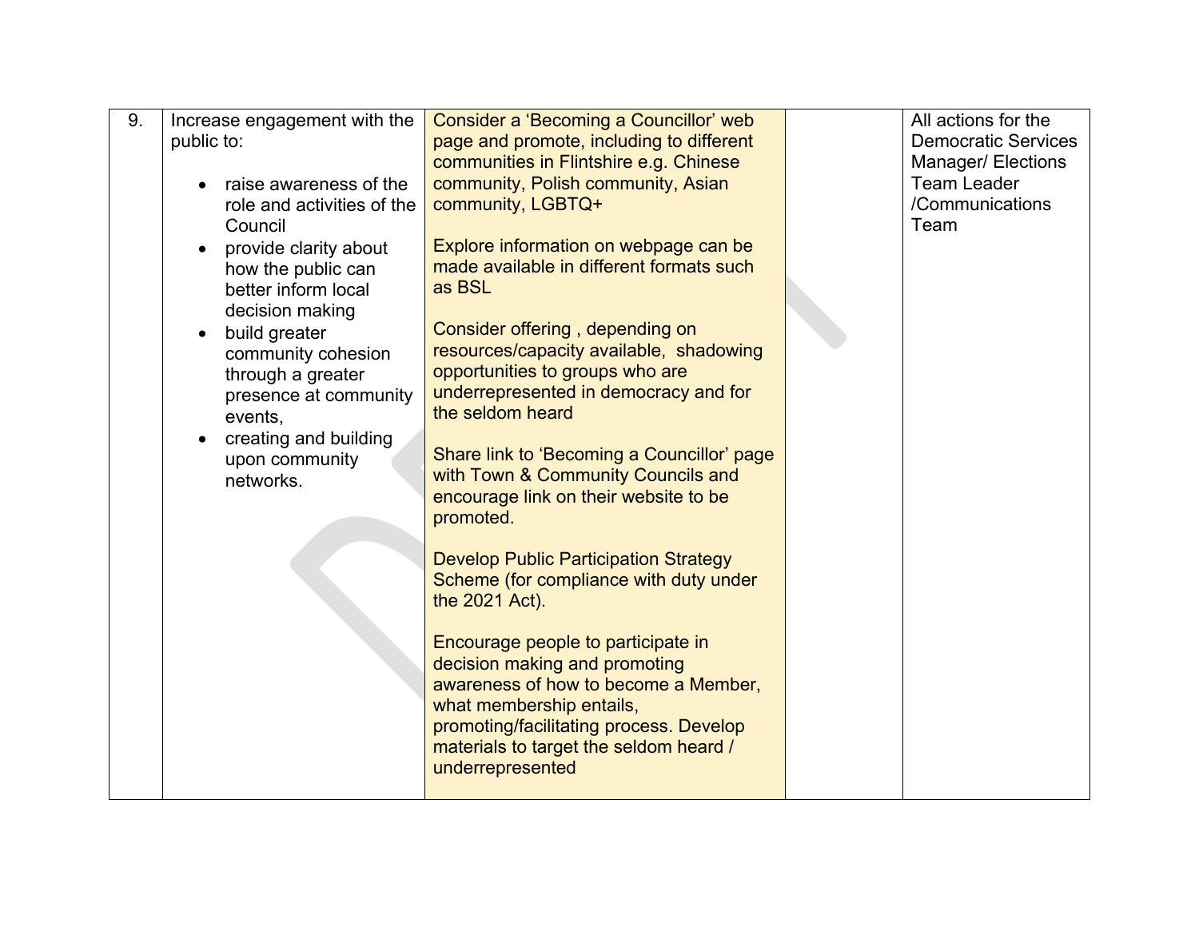| 9. | Increase engagement with the public to:<br><br>• raise awareness of the role and activities of the Council<br>• provide clarity about how the public can better inform local decision making<br>• build greater community cohesion through a greater presence at community events,<br>• creating and building upon community networks. | Consider a 'Becoming a Councillor' web page and promote, including to different communities in Flintshire e.g. Chinese community, Polish community, Asian community, LGBTQ+<br><br>Explore information on webpage can be made available in different formats such as BSL<br><br>Consider offering , depending on resources/capacity available, shadowing opportunities to groups who are underrepresented in democracy and for the seldom heard<br><br>Share link to 'Becoming a Councillor' page with Town & Community Councils and encourage link on their website to be promoted.<br><br>Develop Public Participation Strategy Scheme (for compliance with duty under the 2021 Act).<br><br>Encourage people to participate in decision making and promoting awareness of how to become a Member, what membership entails, promoting/facilitating process. Develop materials to target the seldom heard / underrepresented | | All actions for the Democratic Services Manager/ Elections Team Leader /Communications Team |
|---|---|---|---|---|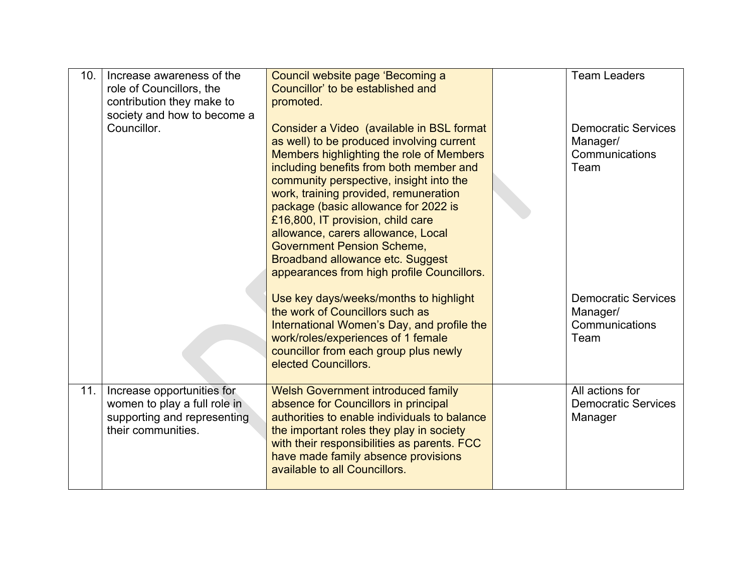| | | | | |
|---|---|---|---|---|
| 10. | Increase awareness of the role of Councillors, the contribution they make to society and how to become a Councillor. | Council website page 'Becoming a Councillor' to be established and promoted.<br><br>Consider a Video (available in BSL format as well) to be produced involving current Members highlighting the role of Members including benefits from both member and community perspective, insight into the work, training provided, remuneration package (basic allowance for 2022 is £16,800, IT provision, child care allowance, carers allowance, Local Government Pension Scheme, Broadband allowance etc. Suggest appearances from high profile Councillors.<br><br>Use key days/weeks/months to highlight the work of Councillors such as International Women's Day, and profile the work/roles/experiences of 1 female councillor from each group plus newly elected Councillors. | | Team Leaders<br><br>Democratic Services Manager/ Communications Team<br><br>Democratic Services Manager/ Communications Team |
| 11. | Increase opportunities for women to play a full role in supporting and representing their communities. | Welsh Government introduced family absence for Councillors in principal authorities to enable individuals to balance the important roles they play in society with their responsibilities as parents. FCC have made family absence provisions available to all Councillors. | | All actions for Democratic Services Manager |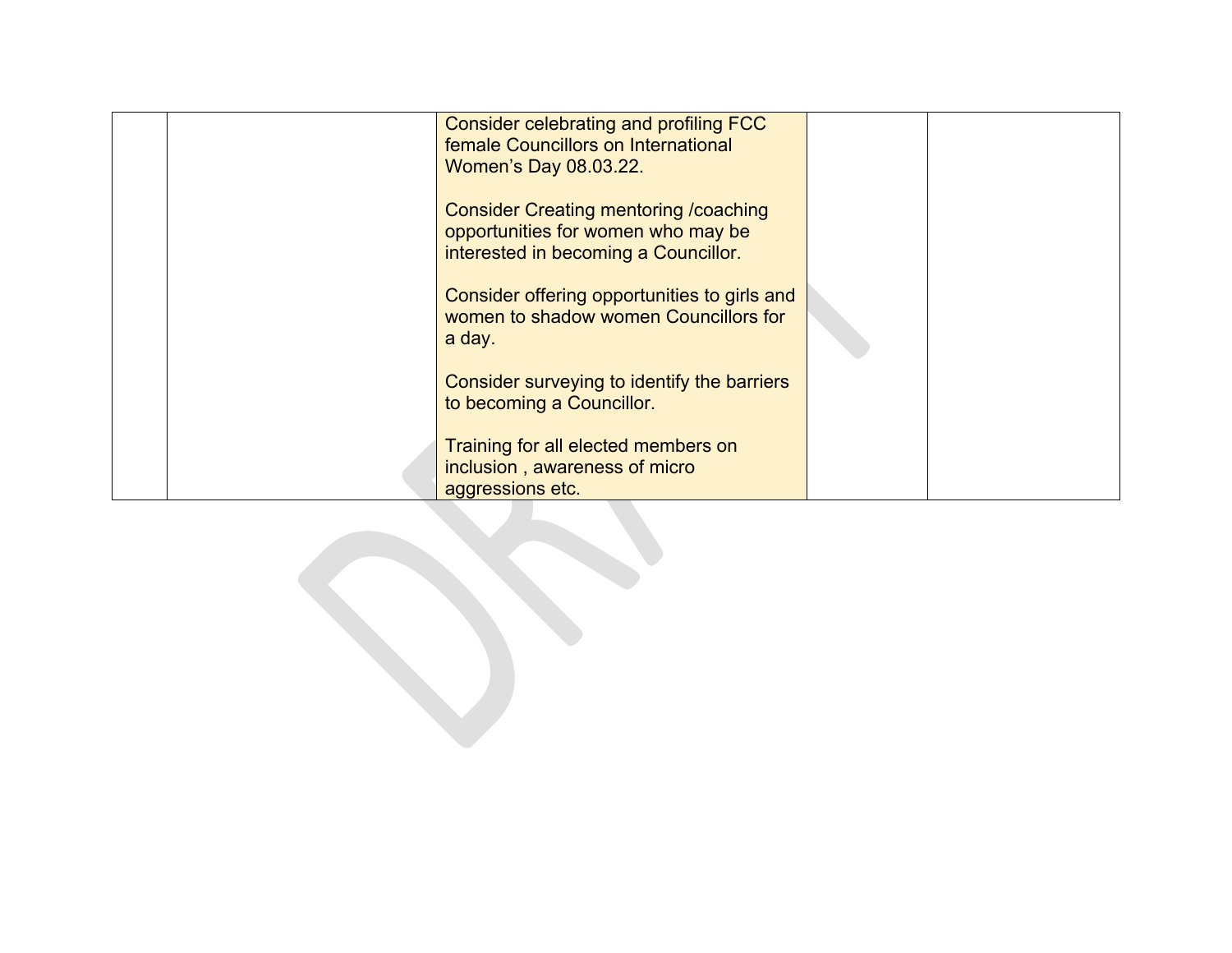| | | | | |
|---|---|---|---|---|
| | | Consider celebrating and profiling FCC female Councillors on International Women's Day 08.03.22.<br><br>Consider Creating mentoring /coaching opportunities for women who may be interested in becoming a Councillor.<br><br>Consider offering opportunities to girls and women to shadow women Councillors for a day.<br><br>Consider surveying to identify the barriers to becoming a Councillor.<br><br>Training for all elected members on inclusion , awareness of micro aggressions etc. | | |